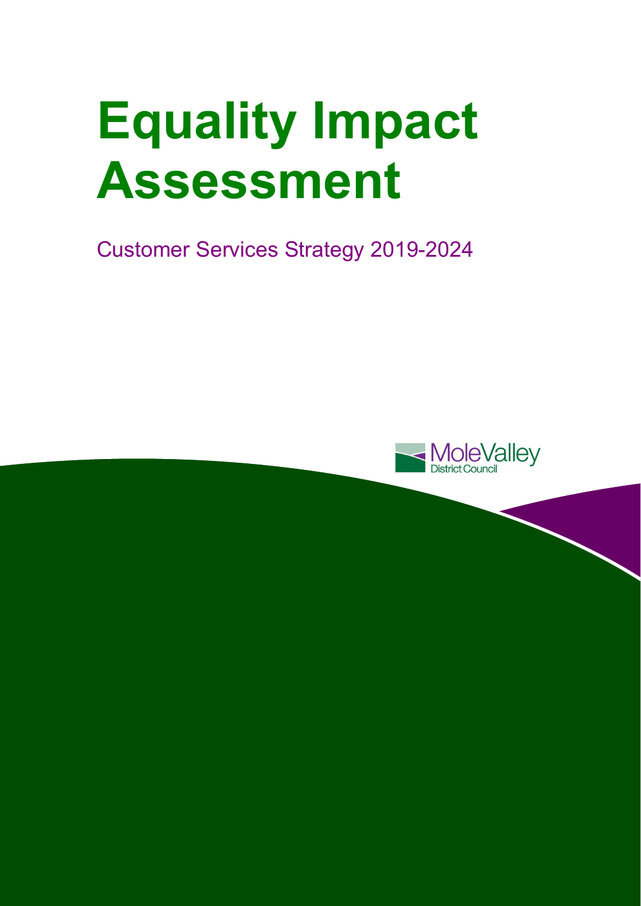# Equality Impact Assessment

Customer Services Strategy 2019-2024

MoleValley
District Council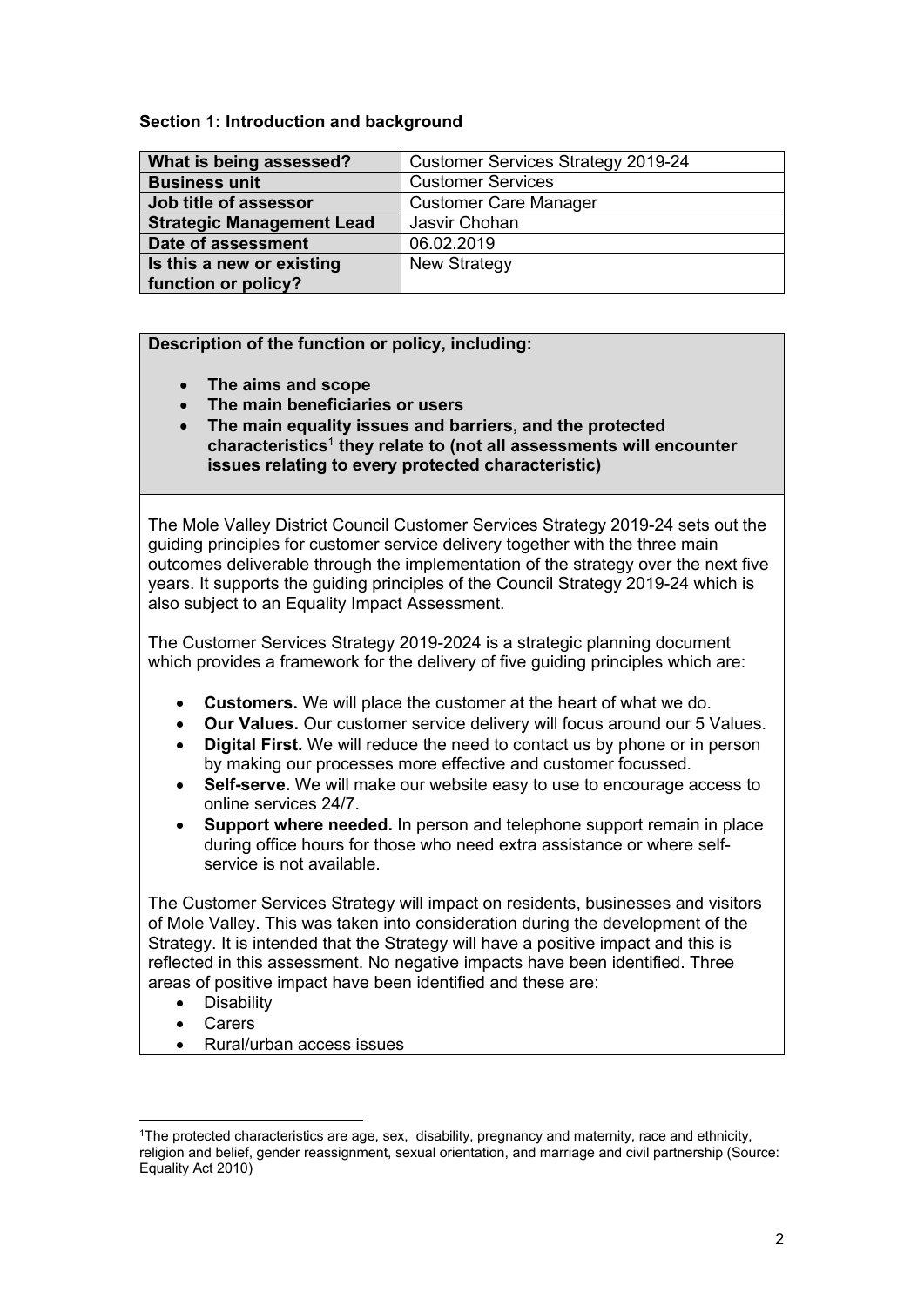**Section 1: Introduction and background**

| What is being assessed? | Customer Services Strategy 2019-24 |
|---|---|
| Business unit | Customer Services |
| Job title of assessor | Customer Care Manager |
| Strategic Management Lead | Jasvir Chohan |
| Date of assessment | 06.02.2019 |
| Is this a new or existing function or policy? | New Strategy |

**Description of the function or policy, including:**

- **The aims and scope**
- **The main beneficiaries or users**
- **The main equality issues and barriers, and the protected characteristics[1] they relate to (not all assessments will encounter issues relating to every protected characteristic)**

The Mole Valley District Council Customer Services Strategy 2019-24 sets out the guiding principles for customer service delivery together with the three main outcomes deliverable through the implementation of the strategy over the next five years. It supports the guiding principles of the Council Strategy 2019-24 which is also subject to an Equality Impact Assessment.

The Customer Services Strategy 2019-2024 is a strategic planning document which provides a framework for the delivery of five guiding principles which are:

- **Customers.** We will place the customer at the heart of what we do.
- **Our Values.** Our customer service delivery will focus around our 5 Values.
- **Digital First.** We will reduce the need to contact us by phone or in person by making our processes more effective and customer focussed.
- **Self-serve.** We will make our website easy to use to encourage access to online services 24/7.
- **Support where needed.** In person and telephone support remain in place during office hours for those who need extra assistance or where self-service is not available.

The Customer Services Strategy will impact on residents, businesses and visitors of Mole Valley. This was taken into consideration during the development of the Strategy. It is intended that the Strategy will have a positive impact and this is reflected in this assessment. No negative impacts have been identified. Three areas of positive impact have been identified and these are:

- Disability
- Carers
- Rural/urban access issues

[1]The protected characteristics are age, sex, disability, pregnancy and maternity, race and ethnicity, religion and belief, gender reassignment, sexual orientation, and marriage and civil partnership (Source: Equality Act 2010)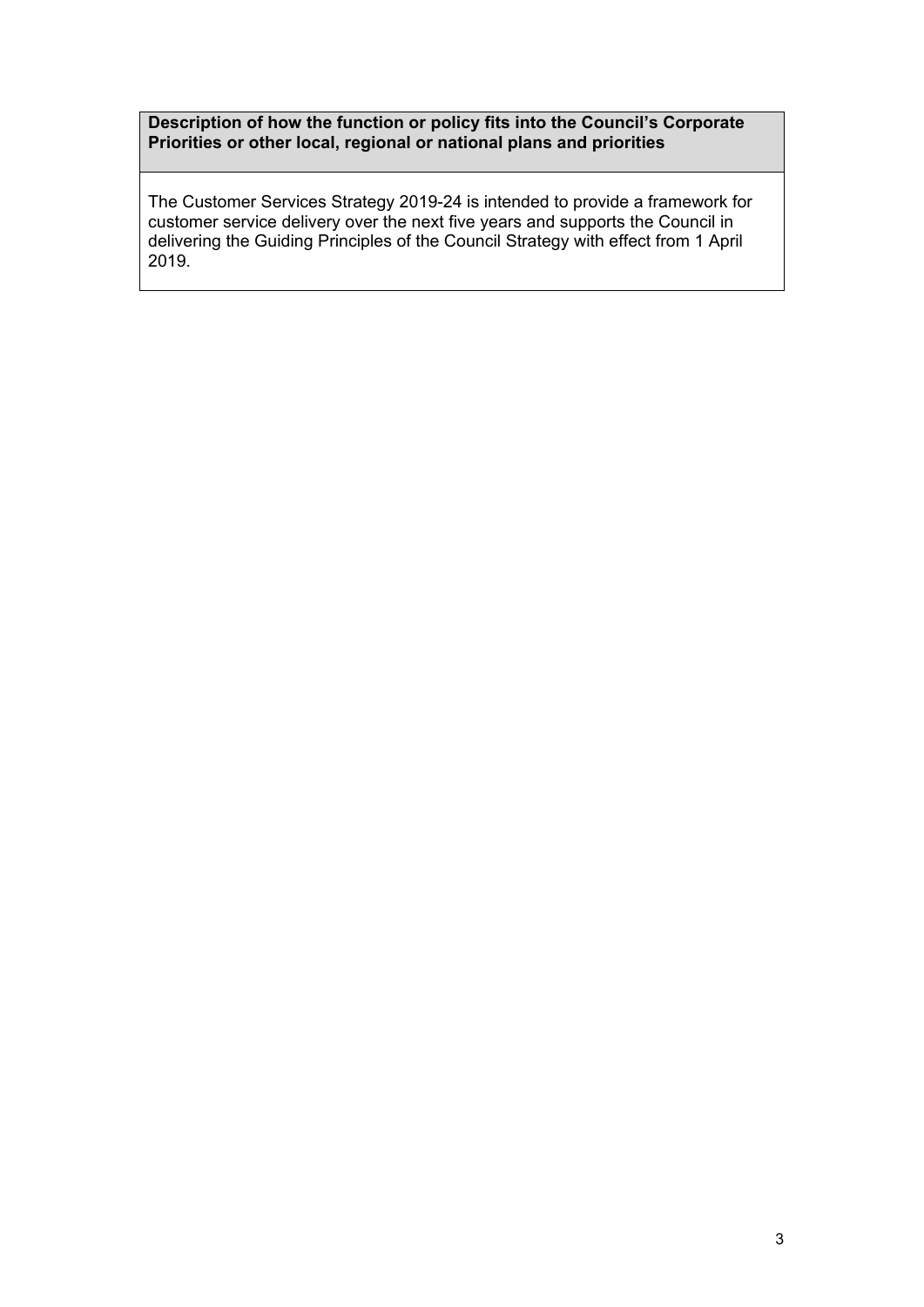| **Description of how the function or policy fits into the Council's Corporate Priorities or other local, regional or national plans and priorities** |
| --- |
| The Customer Services Strategy 2019-24 is intended to provide a framework for customer service delivery over the next five years and supports the Council in delivering the Guiding Principles of the Council Strategy with effect from 1 April 2019. |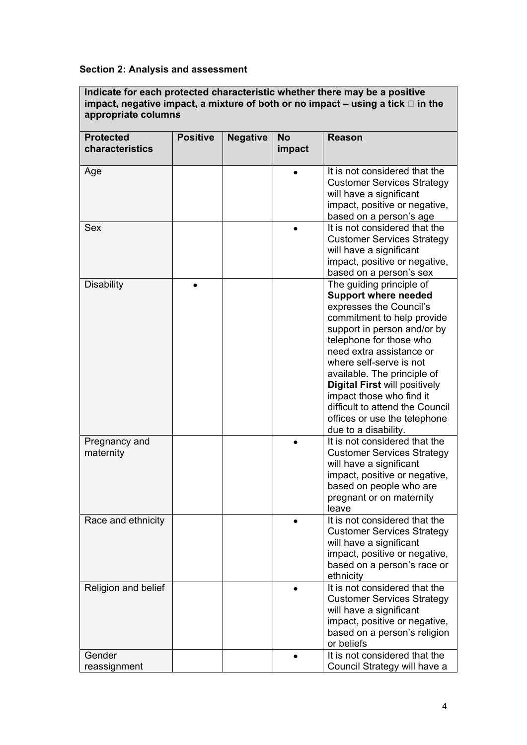**Section 2: Analysis and assessment**

**Indicate for each protected characteristic whether there may be a positive impact, negative impact, a mixture of both or no impact – using a tick  in the appropriate columns**

| Protected characteristics | Positive | Negative | No impact | Reason |
|---|---|---|---|---|
| Age | | | • | It is not considered that the Customer Services Strategy will have a significant impact, positive or negative, based on a person's age |
| Sex | | | • | It is not considered that the Customer Services Strategy will have a significant impact, positive or negative, based on a person's sex |
| Disability | • | | | The guiding principle of **Support where needed** expresses the Council's commitment to help provide support in person and/or by telephone for those who need extra assistance or where self-serve is not available. The principle of **Digital First** will positively impact those who find it difficult to attend the Council offices or use the telephone due to a disability. |
| Pregnancy and maternity | | | • | It is not considered that the Customer Services Strategy will have a significant impact, positive or negative, based on people who are pregnant or on maternity leave |
| Race and ethnicity | | | • | It is not considered that the Customer Services Strategy will have a significant impact, positive or negative, based on a person's race or ethnicity |
| Religion and belief | | | • | It is not considered that the Customer Services Strategy will have a significant impact, positive or negative, based on a person's religion or beliefs |
| Gender reassignment | | | • | It is not considered that the Council Strategy will have a |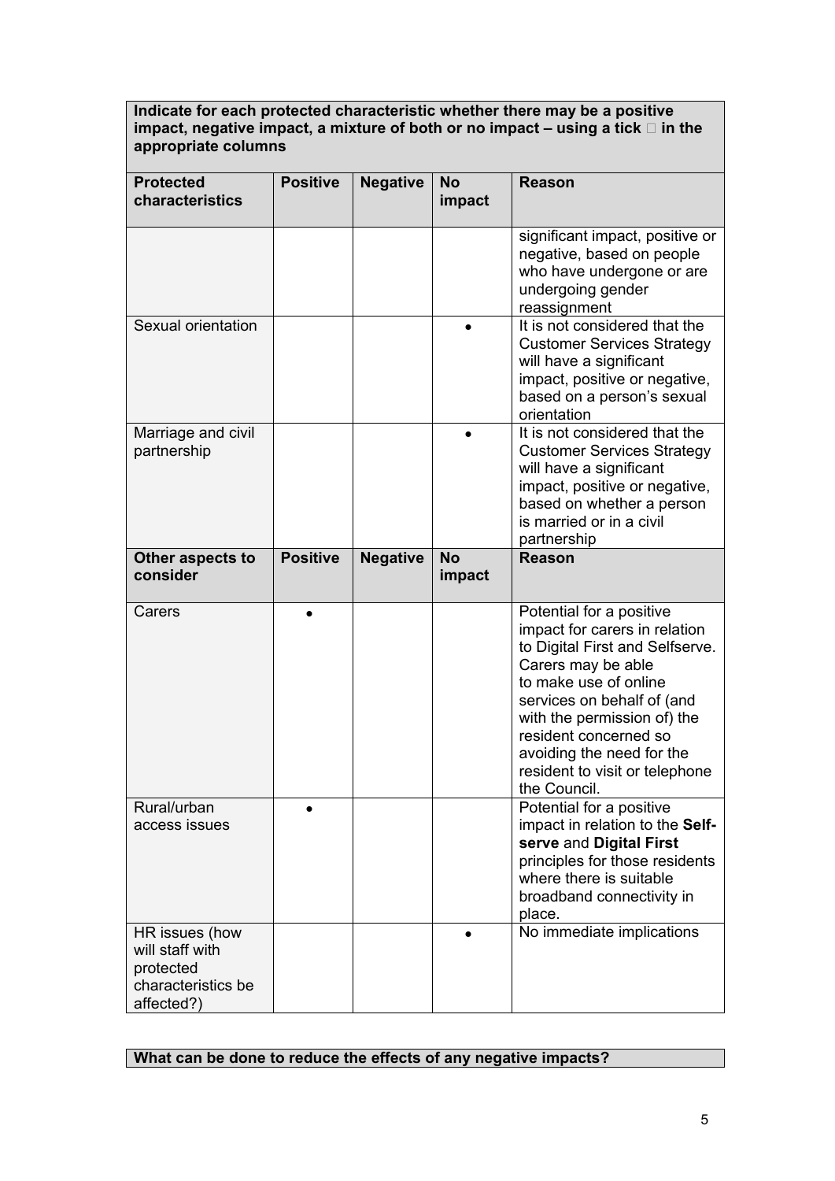**Indicate for each protected characteristic whether there may be a positive impact, negative impact, a mixture of both or no impact – using a tick  in the appropriate columns**

| Protected characteristics | Positive | Negative | No impact | Reason |
|---|---|---|---|---|
| | | | | significant impact, positive or negative, based on people who have undergone or are undergoing gender reassignment |
| Sexual orientation | | | • | It is not considered that the Customer Services Strategy will have a significant impact, positive or negative, based on a person's sexual orientation |
| Marriage and civil partnership | | | • | It is not considered that the Customer Services Strategy will have a significant impact, positive or negative, based on whether a person is married or in a civil partnership |
| **Other aspects to consider** | **Positive** | **Negative** | **No impact** | **Reason** |
| Carers | • | | | Potential for a positive impact for carers in relation to Digital First and Selfserve. Carers may be able to make use of online services on behalf of (and with the permission of) the resident concerned so avoiding the need for the resident to visit or telephone the Council. |
| Rural/urban access issues | • | | | Potential for a positive impact in relation to the **Self-serve** and **Digital First** principles for those residents where there is suitable broadband connectivity in place. |
| HR issues (how will staff with protected characteristics be affected?) | | | • | No immediate implications |

**What can be done to reduce the effects of any negative impacts?**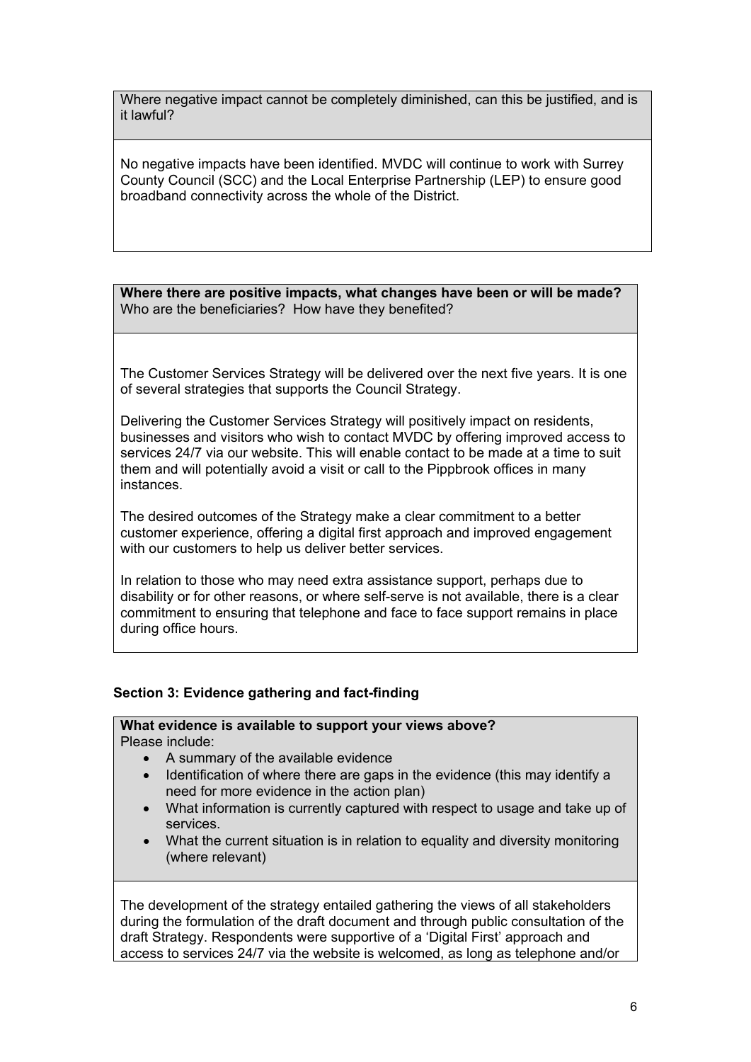Where negative impact cannot be completely diminished, can this be justified, and is it lawful?

No negative impacts have been identified. MVDC will continue to work with Surrey County Council (SCC) and the Local Enterprise Partnership (LEP) to ensure good broadband connectivity across the whole of the District.

**Where there are positive impacts, what changes have been or will be made?**
Who are the beneficiaries? How have they benefited?

The Customer Services Strategy will be delivered over the next five years. It is one of several strategies that supports the Council Strategy.

Delivering the Customer Services Strategy will positively impact on residents, businesses and visitors who wish to contact MVDC by offering improved access to services 24/7 via our website. This will enable contact to be made at a time to suit them and will potentially avoid a visit or call to the Pippbrook offices in many instances.

The desired outcomes of the Strategy make a clear commitment to a better customer experience, offering a digital first approach and improved engagement with our customers to help us deliver better services.

In relation to those who may need extra assistance support, perhaps due to disability or for other reasons, or where self-serve is not available, there is a clear commitment to ensuring that telephone and face to face support remains in place during office hours.

### Section 3: Evidence gathering and fact-finding

**What evidence is available to support your views above?**
Please include:

- A summary of the available evidence
- Identification of where there are gaps in the evidence (this may identify a need for more evidence in the action plan)
- What information is currently captured with respect to usage and take up of services.
- What the current situation is in relation to equality and diversity monitoring (where relevant)

The development of the strategy entailed gathering the views of all stakeholders during the formulation of the draft document and through public consultation of the draft Strategy. Respondents were supportive of a 'Digital First' approach and access to services 24/7 via the website is welcomed, as long as telephone and/or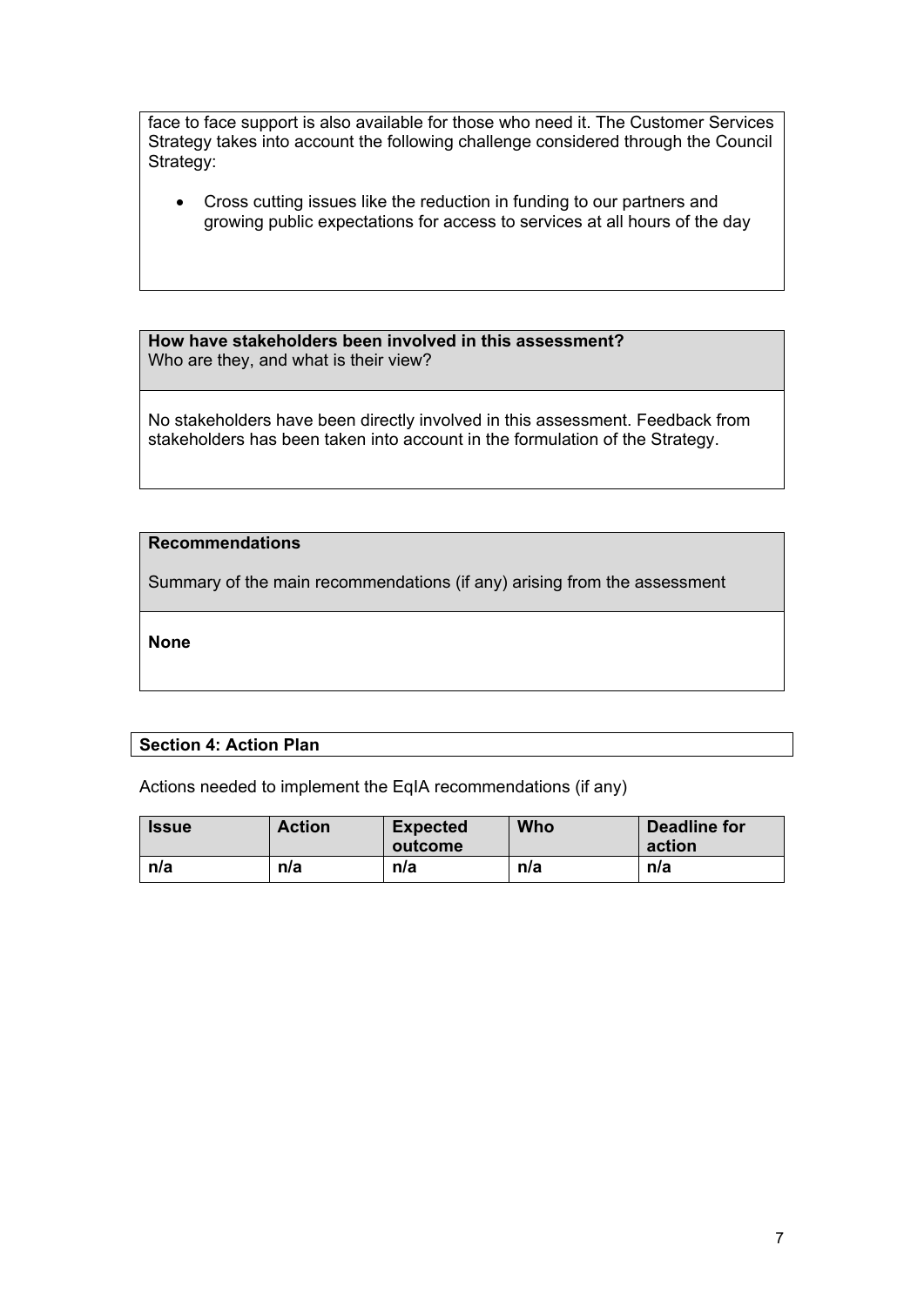face to face support is also available for those who need it. The Customer Services Strategy takes into account the following challenge considered through the Council Strategy:

- Cross cutting issues like the reduction in funding to our partners and growing public expectations for access to services at all hours of the day

**How have stakeholders been involved in this assessment?**
Who are they, and what is their view?

No stakeholders have been directly involved in this assessment. Feedback from stakeholders has been taken into account in the formulation of the Strategy.

**Recommendations**

Summary of the main recommendations (if any) arising from the assessment

**None**

**Section 4: Action Plan**

Actions needed to implement the EqIA recommendations (if any)

| Issue | Action | Expected outcome | Who | Deadline for action |
|---|---|---|---|---|
| **n/a** | **n/a** | **n/a** | **n/a** | **n/a** |